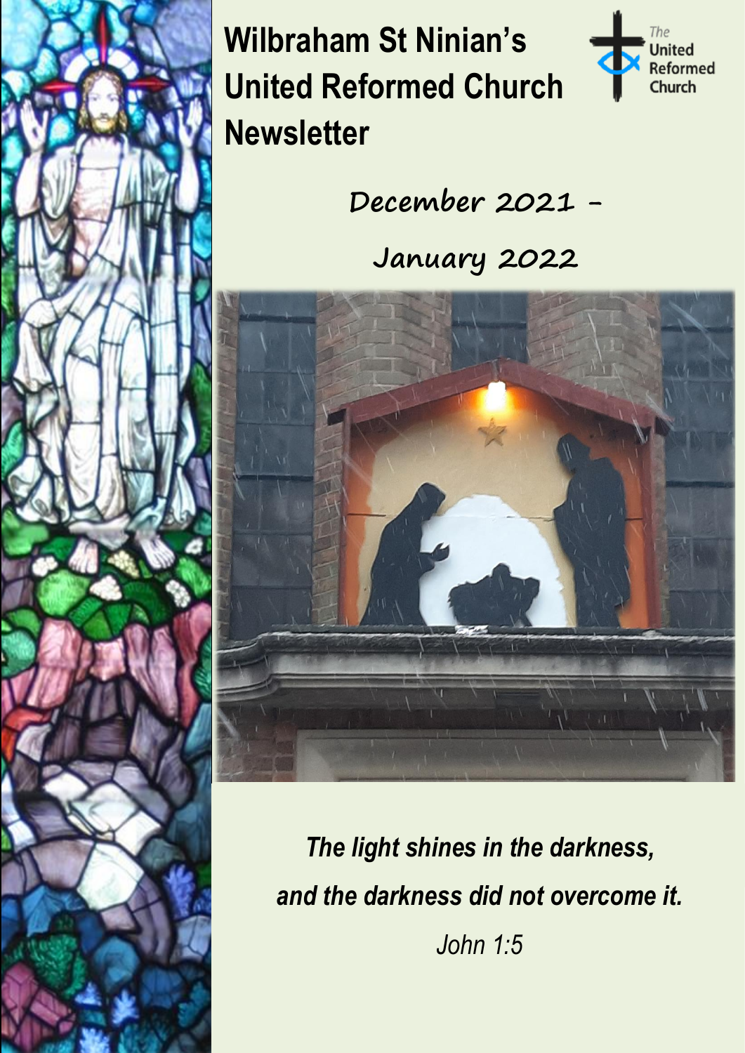# Wilbraham St Ninian's United Reformed Church Newsletter

The United Reformed Church

## December 2021 - January 2022

***The light shines in the darkness,***

***and the darkness did not overcome it.***

*John 1:5*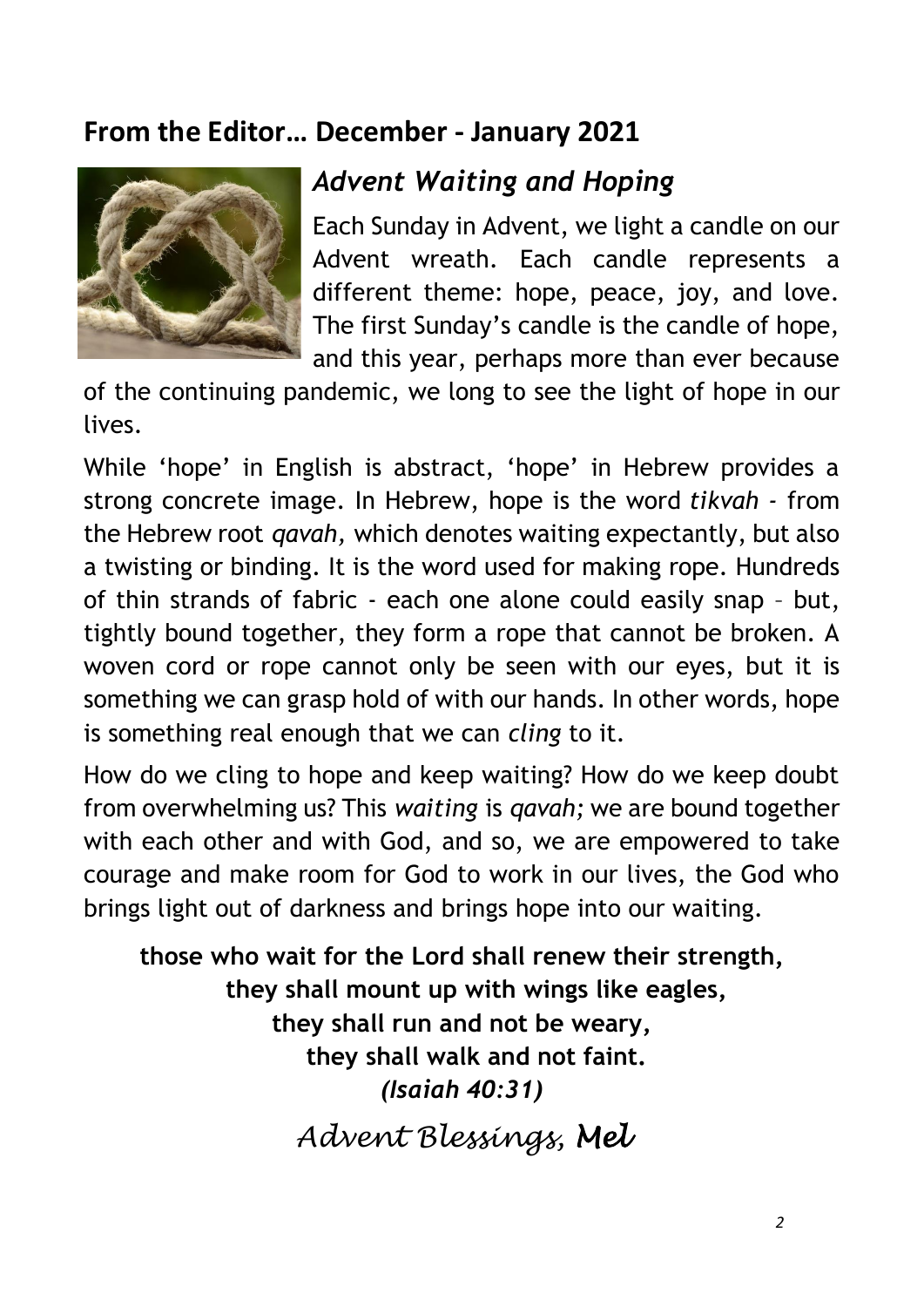## From the Editor… December - January 2021

### *Advent Waiting and Hoping*

Each Sunday in Advent, we light a candle on our Advent wreath. Each candle represents a different theme: hope, peace, joy, and love. The first Sunday's candle is the candle of hope, and this year, perhaps more than ever because of the continuing pandemic, we long to see the light of hope in our lives.

While 'hope' in English is abstract, 'hope' in Hebrew provides a strong concrete image. In Hebrew, hope is the word *tikvah* - from the Hebrew root *qavah,* which denotes waiting expectantly, but also a twisting or binding. It is the word used for making rope. Hundreds of thin strands of fabric - each one alone could easily snap – but, tightly bound together, they form a rope that cannot be broken. A woven cord or rope cannot only be seen with our eyes, but it is something we can grasp hold of with our hands. In other words, hope is something real enough that we can *cling* to it.

How do we cling to hope and keep waiting? How do we keep doubt from overwhelming us? This *waiting* is *qavah;* we are bound together with each other and with God, and so, we are empowered to take courage and make room for God to work in our lives, the God who brings light out of darkness and brings hope into our waiting.

**those who wait for the Lord shall renew their strength,**
**they shall mount up with wings like eagles,**
**they shall run and not be weary,**
**they shall walk and not faint.**
***(Isaiah 40:31)***

*Advent Blessings,* ***Mel***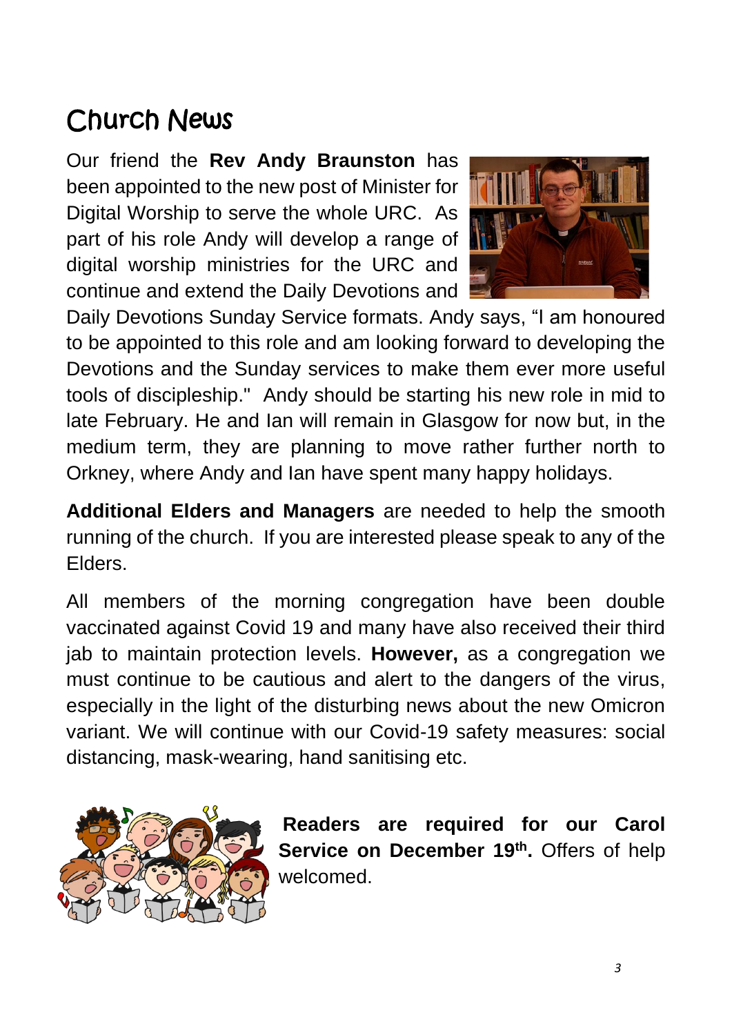# Church News

Our friend the **Rev Andy Braunston** has been appointed to the new post of Minister for Digital Worship to serve the whole URC. As part of his role Andy will develop a range of digital worship ministries for the URC and continue and extend the Daily Devotions and Daily Devotions Sunday Service formats. Andy says, "I am honoured to be appointed to this role and am looking forward to developing the Devotions and the Sunday services to make them ever more useful tools of discipleship." Andy should be starting his new role in mid to late February. He and Ian will remain in Glasgow for now but, in the medium term, they are planning to move rather further north to Orkney, where Andy and Ian have spent many happy holidays.

**Additional Elders and Managers** are needed to help the smooth running of the church. If you are interested please speak to any of the Elders.

All members of the morning congregation have been double vaccinated against Covid 19 and many have also received their third jab to maintain protection levels. **However,** as a congregation we must continue to be cautious and alert to the dangers of the virus, especially in the light of the disturbing news about the new Omicron variant. We will continue with our Covid-19 safety measures: social distancing, mask-wearing, hand sanitising etc.

**Readers are required for our Carol Service on December 19th.** Offers of help welcomed.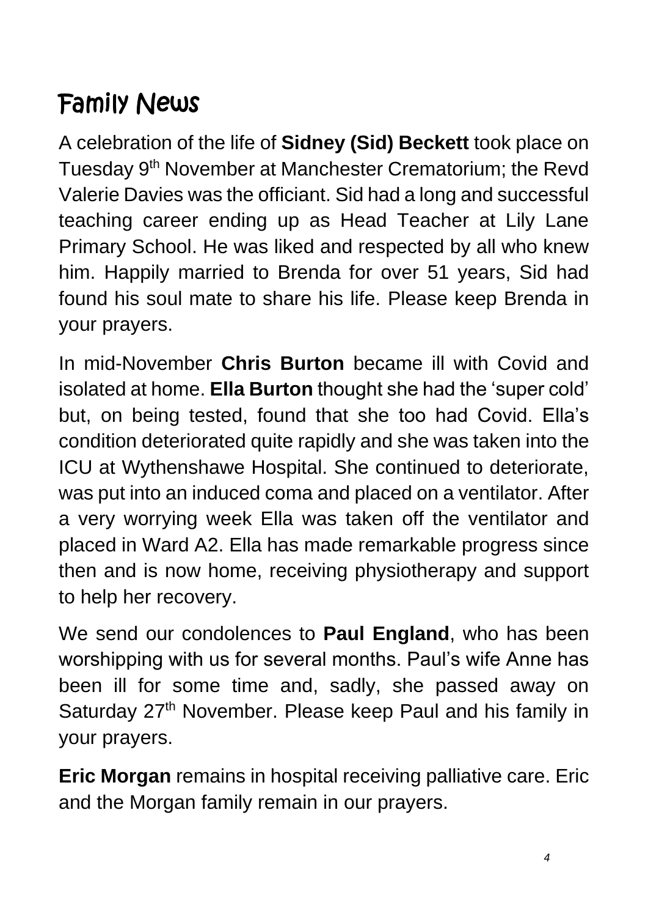# Family News

A celebration of the life of **Sidney (Sid) Beckett** took place on Tuesday 9th November at Manchester Crematorium; the Revd Valerie Davies was the officiant. Sid had a long and successful teaching career ending up as Head Teacher at Lily Lane Primary School. He was liked and respected by all who knew him. Happily married to Brenda for over 51 years, Sid had found his soul mate to share his life. Please keep Brenda in your prayers.

In mid-November **Chris Burton** became ill with Covid and isolated at home. **Ella Burton** thought she had the 'super cold' but, on being tested, found that she too had Covid. Ella's condition deteriorated quite rapidly and she was taken into the ICU at Wythenshawe Hospital. She continued to deteriorate, was put into an induced coma and placed on a ventilator. After a very worrying week Ella was taken off the ventilator and placed in Ward A2. Ella has made remarkable progress since then and is now home, receiving physiotherapy and support to help her recovery.

We send our condolences to **Paul England**, who has been worshipping with us for several months. Paul's wife Anne has been ill for some time and, sadly, she passed away on Saturday 27th November. Please keep Paul and his family in your prayers.

**Eric Morgan** remains in hospital receiving palliative care. Eric and the Morgan family remain in our prayers.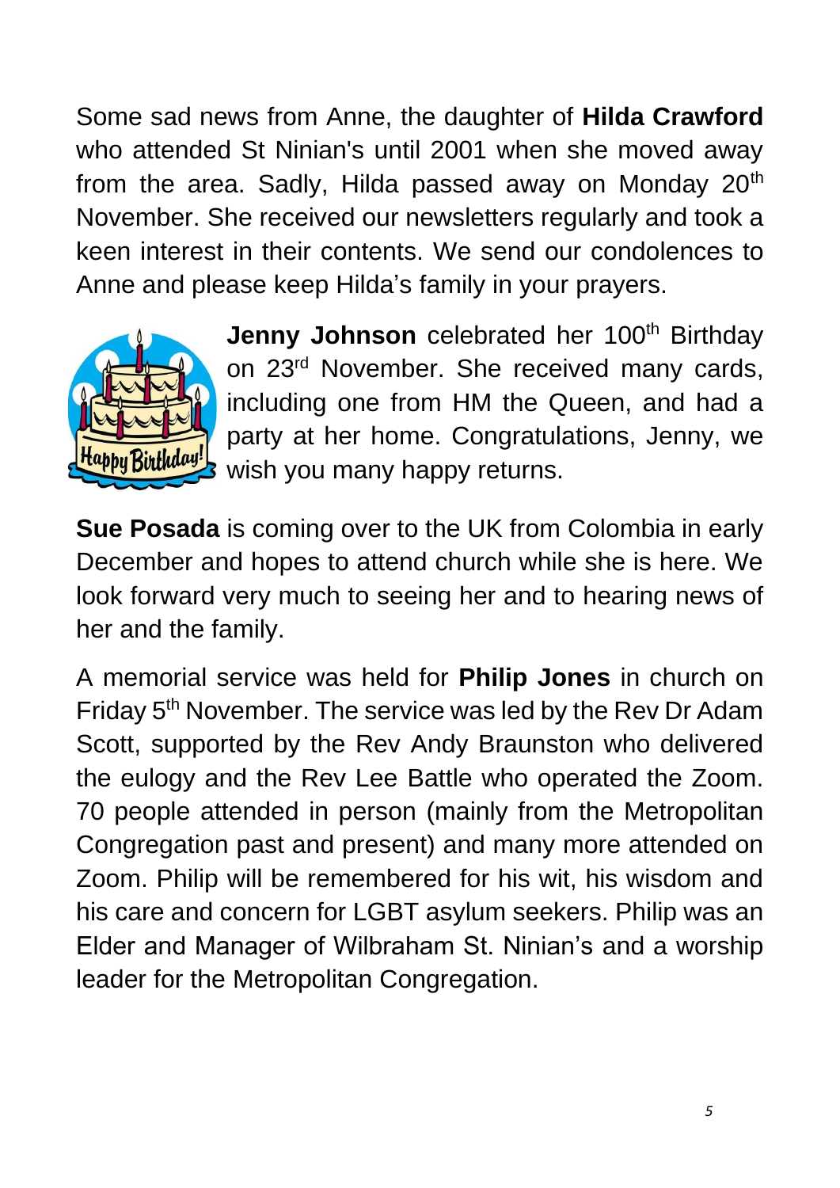Some sad news from Anne, the daughter of **Hilda Crawford** who attended St Ninian's until 2001 when she moved away from the area. Sadly, Hilda passed away on Monday 20th November. She received our newsletters regularly and took a keen interest in their contents. We send our condolences to Anne and please keep Hilda's family in your prayers.

**Jenny Johnson** celebrated her 100th Birthday on 23rd November. She received many cards, including one from HM the Queen, and had a party at her home. Congratulations, Jenny, we wish you many happy returns.

**Sue Posada** is coming over to the UK from Colombia in early December and hopes to attend church while she is here. We look forward very much to seeing her and to hearing news of her and the family.

A memorial service was held for **Philip Jones** in church on Friday 5th November. The service was led by the Rev Dr Adam Scott, supported by the Rev Andy Braunston who delivered the eulogy and the Rev Lee Battle who operated the Zoom. 70 people attended in person (mainly from the Metropolitan Congregation past and present) and many more attended on Zoom. Philip will be remembered for his wit, his wisdom and his care and concern for LGBT asylum seekers. Philip was an Elder and Manager of Wilbraham St. Ninian's and a worship leader for the Metropolitan Congregation.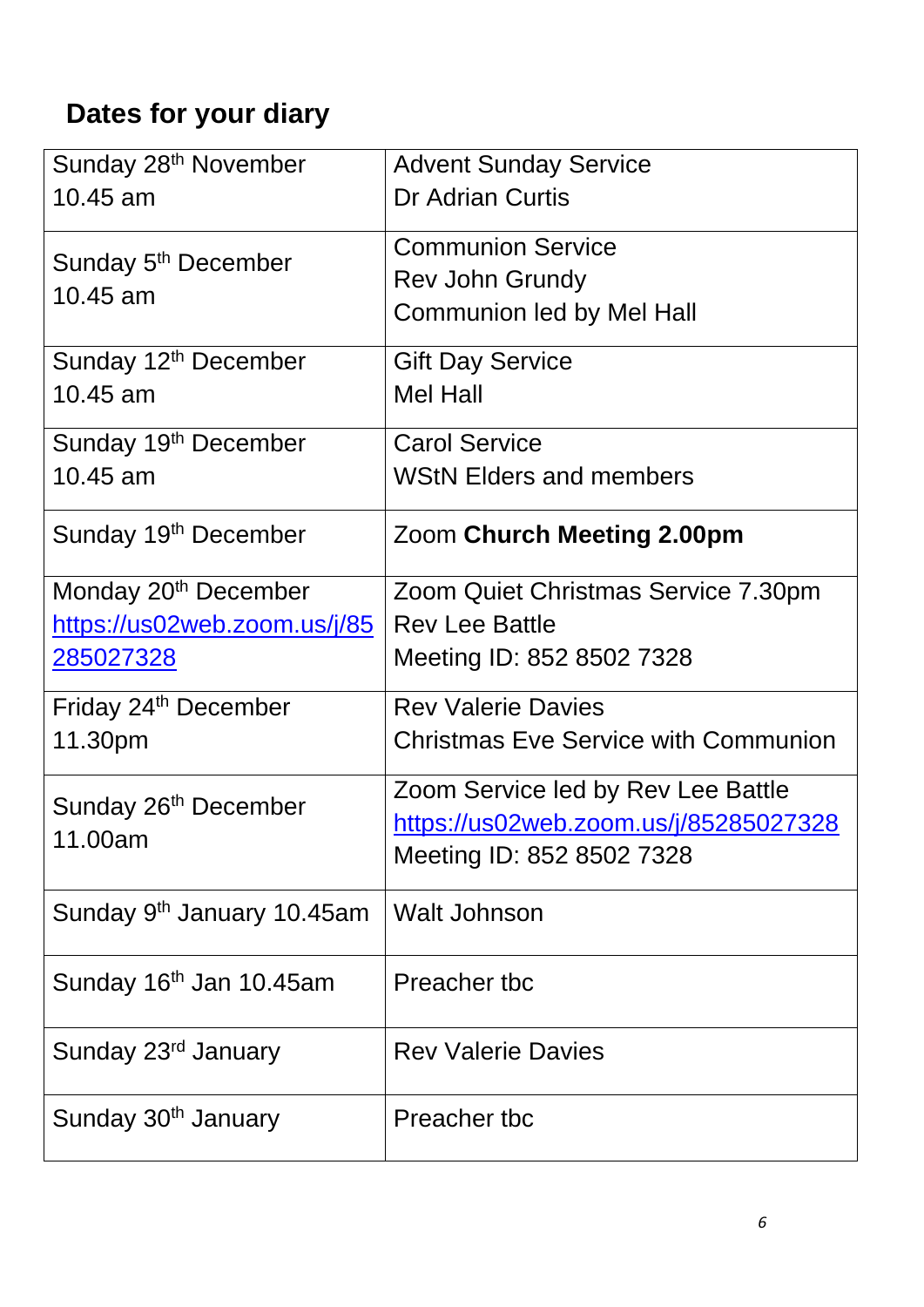## Dates for your diary

| | |
|---|---|
| Sunday 28th November 10.45 am | Advent Sunday Service<br>Dr Adrian Curtis |
| Sunday 5th December 10.45 am | Communion Service<br>Rev John Grundy<br>Communion led by Mel Hall |
| Sunday 12th December 10.45 am | Gift Day Service<br>Mel Hall |
| Sunday 19th December 10.45 am | Carol Service<br>WStN Elders and members |
| Sunday 19th December | Zoom **Church Meeting 2.00pm** |
| Monday 20th December<br>https://us02web.zoom.us/j/85285027328 | Zoom Quiet Christmas Service 7.30pm<br>Rev Lee Battle<br>Meeting ID: 852 8502 7328 |
| Friday 24th December 11.30pm | Rev Valerie Davies<br>Christmas Eve Service with Communion |
| Sunday 26th December 11.00am | Zoom Service led by Rev Lee Battle<br>https://us02web.zoom.us/j/85285027328<br>Meeting ID: 852 8502 7328 |
| Sunday 9th January 10.45am | Walt Johnson |
| Sunday 16th Jan 10.45am | Preacher tbc |
| Sunday 23rd January | Rev Valerie Davies |
| Sunday 30th January | Preacher tbc |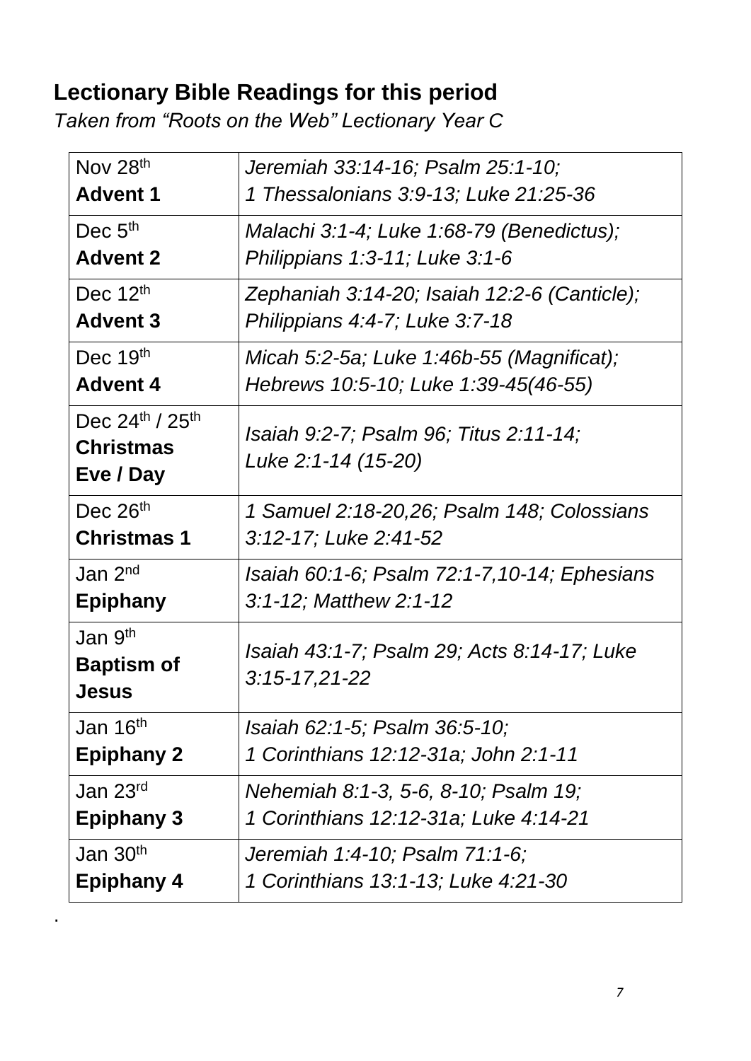## Lectionary Bible Readings for this period

*Taken from "Roots on the Web" Lectionary Year C*

| | |
|---|---|
| Nov 28th **Advent 1** | *Jeremiah 33:14-16; Psalm 25:1-10; 1 Thessalonians 3:9-13; Luke 21:25-36* |
| Dec 5th **Advent 2** | *Malachi 3:1-4; Luke 1:68-79 (Benedictus); Philippians 1:3-11; Luke 3:1-6* |
| Dec 12th **Advent 3** | *Zephaniah 3:14-20; Isaiah 12:2-6 (Canticle); Philippians 4:4-7; Luke 3:7-18* |
| Dec 19th **Advent 4** | *Micah 5:2-5a; Luke 1:46b-55 (Magnificat); Hebrews 10:5-10; Luke 1:39-45(46-55)* |
| Dec 24th / 25th **Christmas Eve / Day** | *Isaiah 9:2-7; Psalm 96; Titus 2:11-14; Luke 2:1-14 (15-20)* |
| Dec 26th **Christmas 1** | *1 Samuel 2:18-20,26; Psalm 148; Colossians 3:12-17; Luke 2:41-52* |
| Jan 2nd **Epiphany** | *Isaiah 60:1-6; Psalm 72:1-7,10-14; Ephesians 3:1-12; Matthew 2:1-12* |
| Jan 9th **Baptism of Jesus** | *Isaiah 43:1-7; Psalm 29; Acts 8:14-17; Luke 3:15-17,21-22* |
| Jan 16th **Epiphany 2** | *Isaiah 62:1-5; Psalm 36:5-10; 1 Corinthians 12:12-31a; John 2:1-11* |
| Jan 23rd **Epiphany 3** | *Nehemiah 8:1-3, 5-6, 8-10; Psalm 19; 1 Corinthians 12:12-31a; Luke 4:14-21* |
| Jan 30th **Epiphany 4** | *Jeremiah 1:4-10; Psalm 71:1-6; 1 Corinthians 13:1-13; Luke 4:21-30* |

.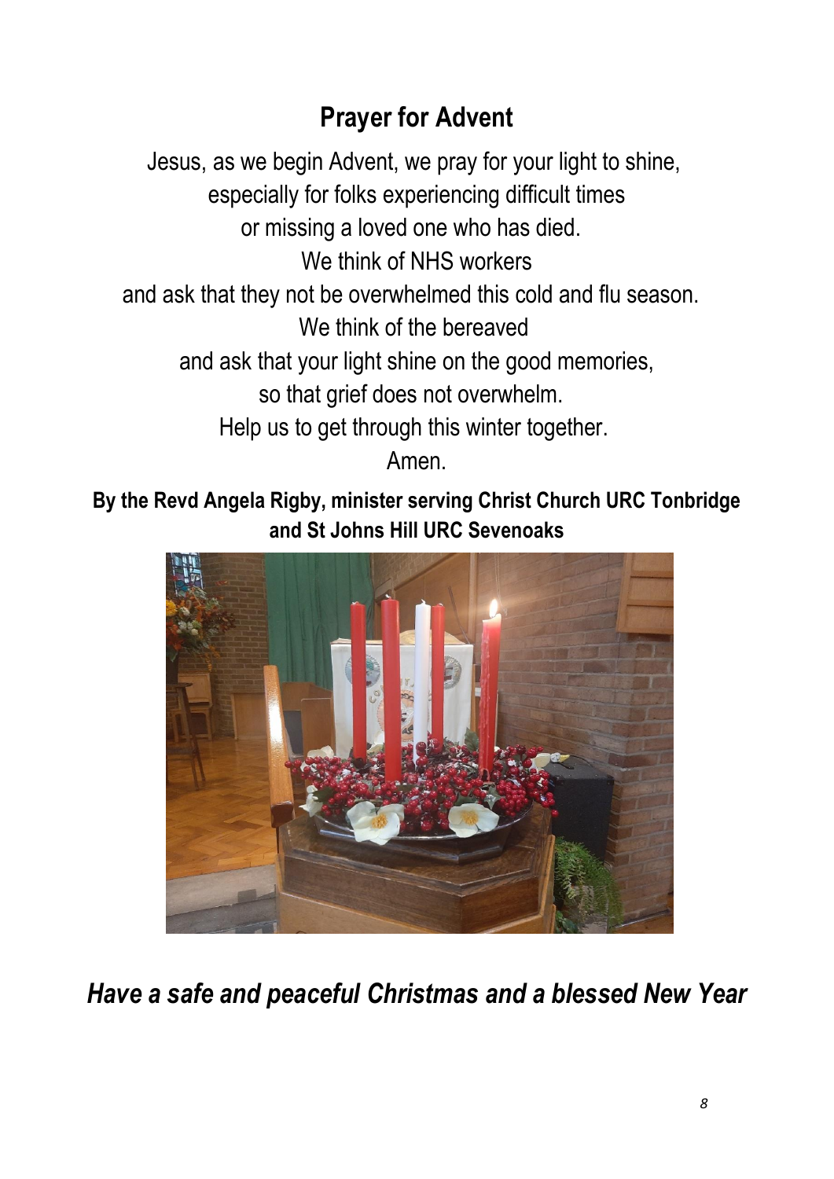## Prayer for Advent

Jesus, as we begin Advent, we pray for your light to shine,
especially for folks experiencing difficult times
or missing a loved one who has died.
We think of NHS workers
and ask that they not be overwhelmed this cold and flu season.
We think of the bereaved
and ask that your light shine on the good memories,
so that grief does not overwhelm.
Help us to get through this winter together.
Amen.

**By the Revd Angela Rigby, minister serving Christ Church URC Tonbridge and St Johns Hill URC Sevenoaks**

***Have a safe and peaceful Christmas and a blessed New Year***